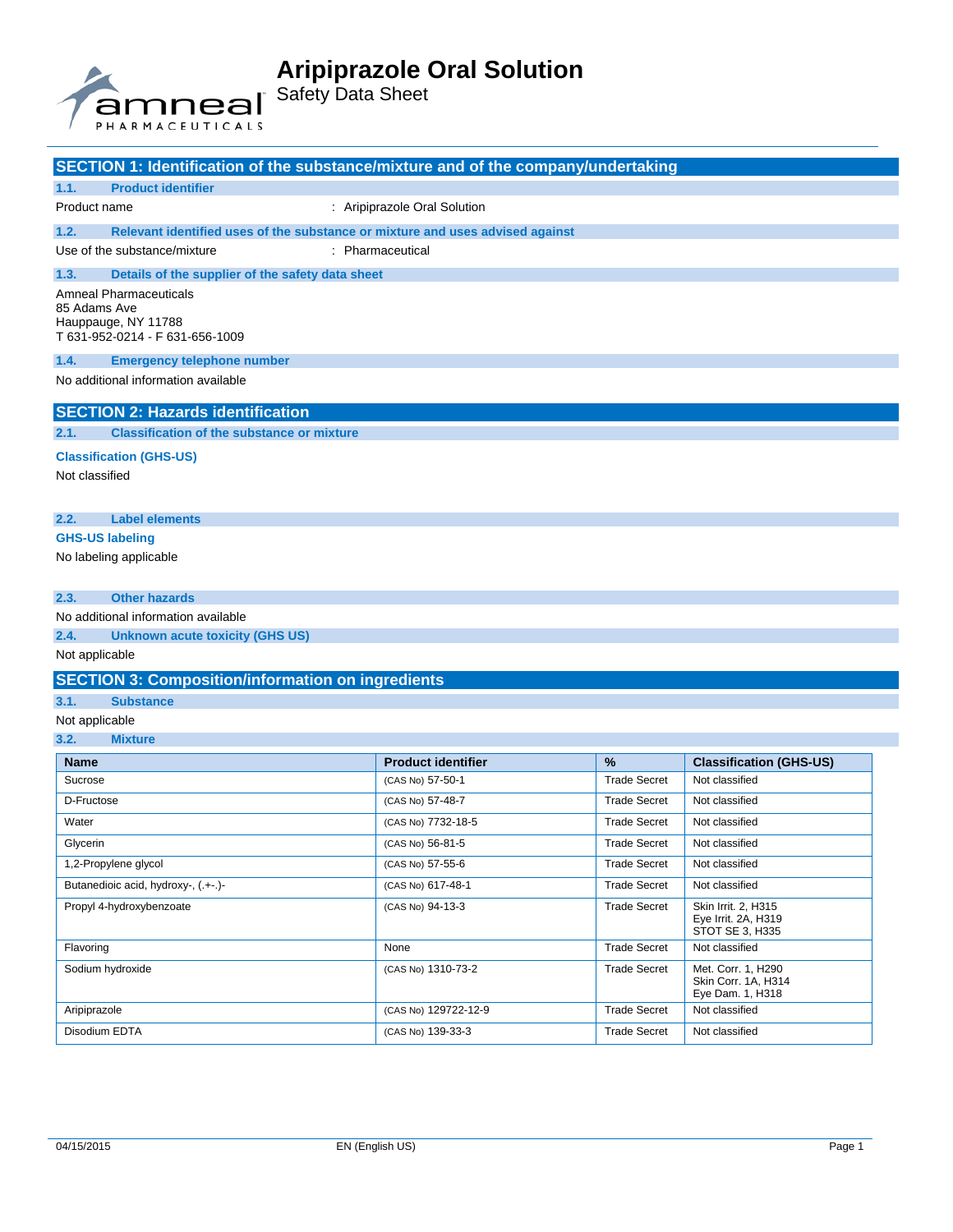# Aripiprazole Oral Solution

Safety Data Sheet

## SECTION 1: Identification of the substance/mixture and of the company/undertaking

### 1.1. Product identifier

Product name : Aripiprazole Oral Solution

### 1.2. Relevant identified uses of the substance or mixture and uses advised against

Use of the substance/mixture : Pharmaceutical

### 1.3. Details of the supplier of the safety data sheet

Amneal Pharmaceuticals
85 Adams Ave
Hauppauge, NY 11788
T 631-952-0214 - F 631-656-1009

### 1.4. Emergency telephone number

No additional information available

## SECTION 2: Hazards identification

### 2.1. Classification of the substance or mixture

**Classification (GHS-US)**

Not classified

### 2.2. Label elements

**GHS-US labeling**

No labeling applicable

### 2.3. Other hazards

No additional information available

### 2.4. Unknown acute toxicity (GHS US)

Not applicable

## SECTION 3: Composition/information on ingredients

### 3.1. Substance

Not applicable

### 3.2. Mixture

| Name | Product identifier | % | Classification (GHS-US) |
|---|---|---|---|
| Sucrose | (CAS No) 57-50-1 | Trade Secret | Not classified |
| D-Fructose | (CAS No) 57-48-7 | Trade Secret | Not classified |
| Water | (CAS No) 7732-18-5 | Trade Secret | Not classified |
| Glycerin | (CAS No) 56-81-5 | Trade Secret | Not classified |
| 1,2-Propylene glycol | (CAS No) 57-55-6 | Trade Secret | Not classified |
| Butanedioic acid, hydroxy-, (.+-.)- | (CAS No) 617-48-1 | Trade Secret | Not classified |
| Propyl 4-hydroxybenzoate | (CAS No) 94-13-3 | Trade Secret | Skin Irrit. 2, H315<br>Eye Irrit. 2A, H319<br>STOT SE 3, H335 |
| Flavoring | None | Trade Secret | Not classified |
| Sodium hydroxide | (CAS No) 1310-73-2 | Trade Secret | Met. Corr. 1, H290<br>Skin Corr. 1A, H314<br>Eye Dam. 1, H318 |
| Aripiprazole | (CAS No) 129722-12-9 | Trade Secret | Not classified |
| Disodium EDTA | (CAS No) 139-33-3 | Trade Secret | Not classified |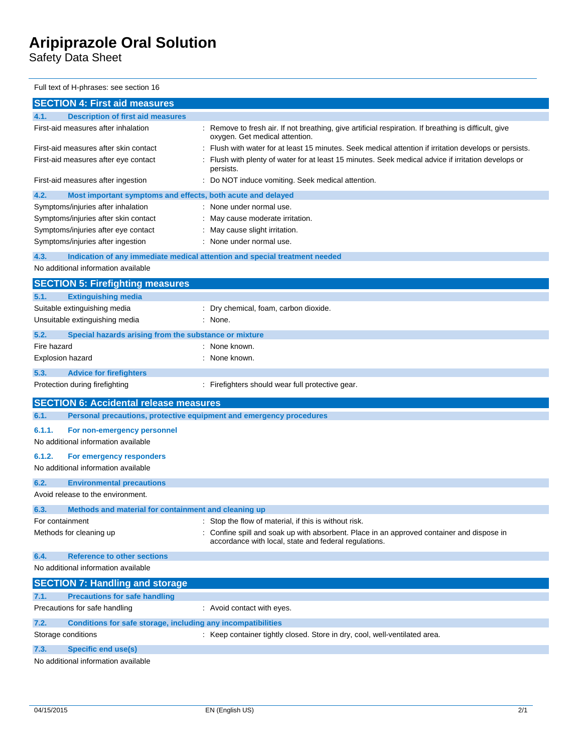Full text of H-phrases: see section 16

## SECTION 4: First aid measures

### 4.1. Description of first aid measures

| | |
|---|---|
| First-aid measures after inhalation | : Remove to fresh air. If not breathing, give artificial respiration. If breathing is difficult, give oxygen. Get medical attention. |
| First-aid measures after skin contact | : Flush with water for at least 15 minutes. Seek medical attention if irritation develops or persists. |
| First-aid measures after eye contact | : Flush with plenty of water for at least 15 minutes. Seek medical advice if irritation develops or persists. |
| First-aid measures after ingestion | : Do NOT induce vomiting. Seek medical attention. |

### 4.2. Most important symptoms and effects, both acute and delayed

| | |
|---|---|
| Symptoms/injuries after inhalation | : None under normal use. |
| Symptoms/injuries after skin contact | : May cause moderate irritation. |
| Symptoms/injuries after eye contact | : May cause slight irritation. |
| Symptoms/injuries after ingestion | : None under normal use. |

### 4.3. Indication of any immediate medical attention and special treatment needed

No additional information available

## SECTION 5: Firefighting measures

### 5.1. Extinguishing media

| | |
|---|---|
| Suitable extinguishing media | : Dry chemical, foam, carbon dioxide. |
| Unsuitable extinguishing media | : None. |

### 5.2. Special hazards arising from the substance or mixture

| | |
|---|---|
| Fire hazard | : None known. |
| Explosion hazard | : None known. |

### 5.3. Advice for firefighters

| | |
|---|---|
| Protection during firefighting | : Firefighters should wear full protective gear. |

## SECTION 6: Accidental release measures

### 6.1. Personal precautions, protective equipment and emergency procedures

#### 6.1.1. For non-emergency personnel

No additional information available

#### 6.1.2. For emergency responders

No additional information available

### 6.2. Environmental precautions

Avoid release to the environment.

### 6.3. Methods and material for containment and cleaning up

| | |
|---|---|
| For containment | : Stop the flow of material, if this is without risk. |
| Methods for cleaning up | : Confine spill and soak up with absorbent. Place in an approved container and dispose in accordance with local, state and federal regulations. |

### 6.4. Reference to other sections

No additional information available

## SECTION 7: Handling and storage

### 7.1. Precautions for safe handling

| | |
|---|---|
| Precautions for safe handling | : Avoid contact with eyes. |

### 7.2. Conditions for safe storage, including any incompatibilities

| | |
|---|---|
| Storage conditions | : Keep container tightly closed. Store in dry, cool, well-ventilated area. |

### 7.3. Specific end use(s)

No additional information available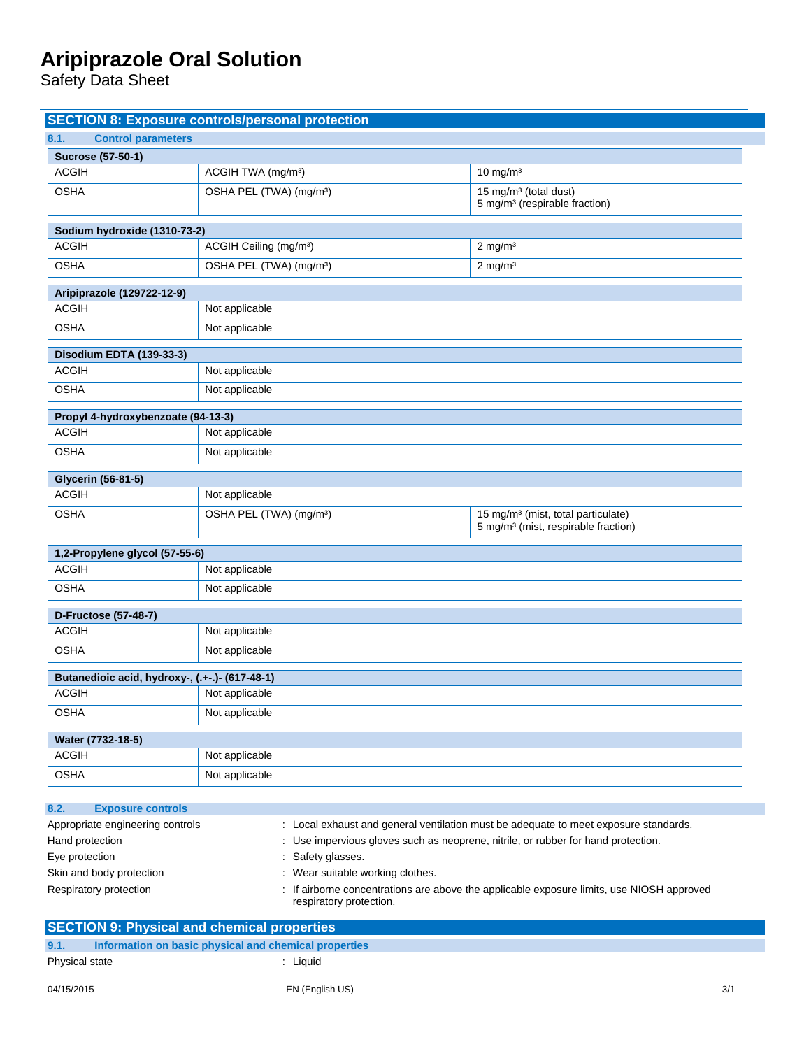## SECTION 8: Exposure controls/personal protection

### 8.1. Control parameters

| Sucrose (57-50-1) | | |
|---|---|---|
| ACGIH | ACGIH TWA (mg/m³) | 10 mg/m³ |
| OSHA | OSHA PEL (TWA) (mg/m³) | 15 mg/m³ (total dust)<br>5 mg/m³ (respirable fraction) |

| Sodium hydroxide (1310-73-2) | | |
|---|---|---|
| ACGIH | ACGIH Ceiling (mg/m³) | 2 mg/m³ |
| OSHA | OSHA PEL (TWA) (mg/m³) | 2 mg/m³ |

| Aripiprazole (129722-12-9) | |
|---|---|
| ACGIH | Not applicable |
| OSHA | Not applicable |

| Disodium EDTA (139-33-3) | |
|---|---|
| ACGIH | Not applicable |
| OSHA | Not applicable |

| Propyl 4-hydroxybenzoate (94-13-3) | |
|---|---|
| ACGIH | Not applicable |
| OSHA | Not applicable |

| Glycerin (56-81-5) | | |
|---|---|---|
| ACGIH | Not applicable | |
| OSHA | OSHA PEL (TWA) (mg/m³) | 15 mg/m³ (mist, total particulate)<br>5 mg/m³ (mist, respirable fraction) |

| 1,2-Propylene glycol (57-55-6) | |
|---|---|
| ACGIH | Not applicable |
| OSHA | Not applicable |

| D-Fructose (57-48-7) | |
|---|---|
| ACGIH | Not applicable |
| OSHA | Not applicable |

| Butanedioic acid, hydroxy-, (.+-.)- (617-48-1) | |
|---|---|
| ACGIH | Not applicable |
| OSHA | Not applicable |

| Water (7732-18-5) | |
|---|---|
| ACGIH | Not applicable |
| OSHA | Not applicable |

### 8.2. Exposure controls

Appropriate engineering controls : Local exhaust and general ventilation must be adequate to meet exposure standards.

Hand protection : Use impervious gloves such as neoprene, nitrile, or rubber for hand protection.

Eye protection : Safety glasses.

Skin and body protection : Wear suitable working clothes.

Respiratory protection : If airborne concentrations are above the applicable exposure limits, use NIOSH approved respiratory protection.

## SECTION 9: Physical and chemical properties

### 9.1. Information on basic physical and chemical properties

Physical state : Liquid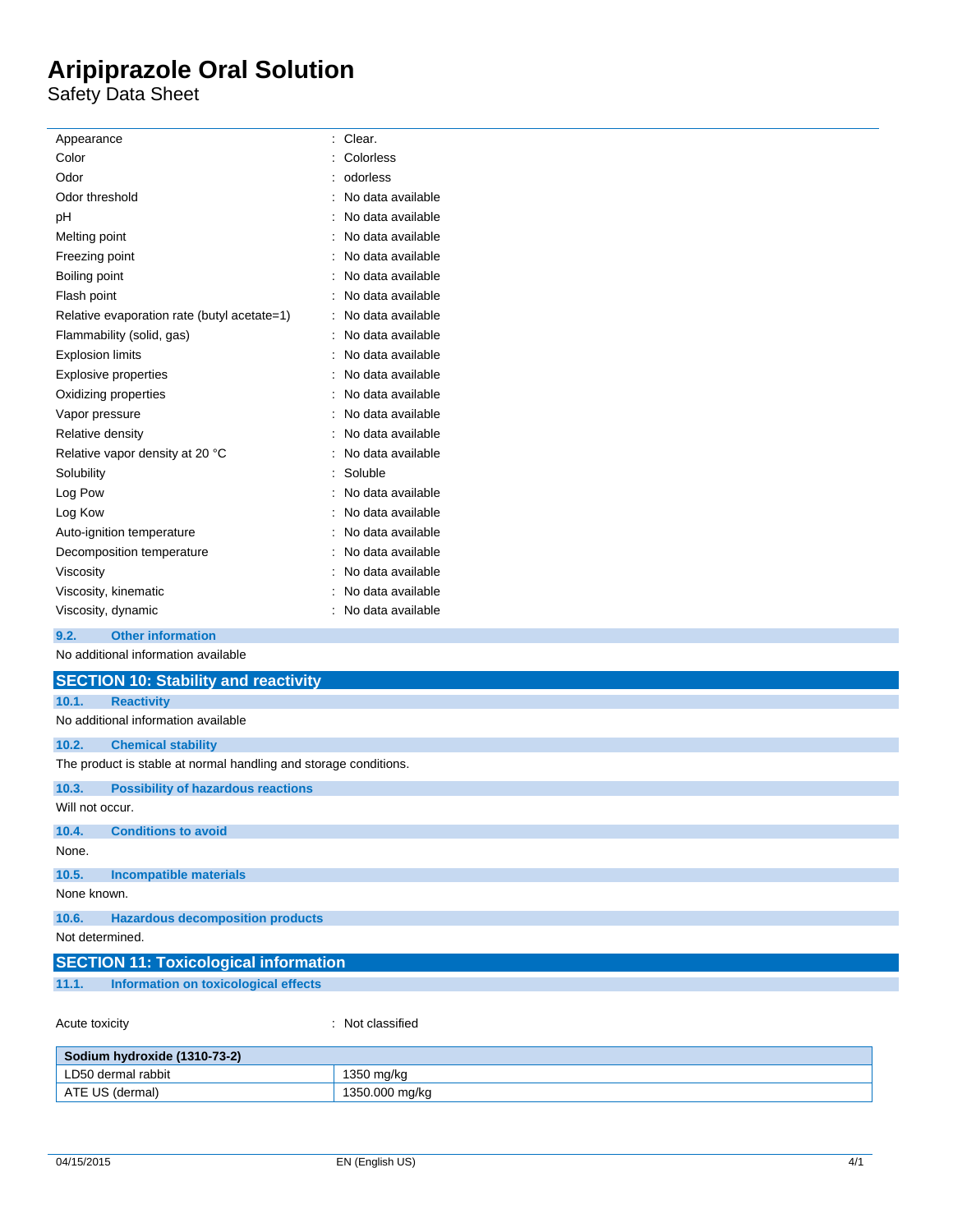| | |
|---|---|
| Appearance | : Clear. |
| Color | : Colorless |
| Odor | : odorless |
| Odor threshold | : No data available |
| pH | : No data available |
| Melting point | : No data available |
| Freezing point | : No data available |
| Boiling point | : No data available |
| Flash point | : No data available |
| Relative evaporation rate (butyl acetate=1) | : No data available |
| Flammability (solid, gas) | : No data available |
| Explosion limits | : No data available |
| Explosive properties | : No data available |
| Oxidizing properties | : No data available |
| Vapor pressure | : No data available |
| Relative density | : No data available |
| Relative vapor density at 20 °C | : No data available |
| Solubility | : Soluble |
| Log Pow | : No data available |
| Log Kow | : No data available |
| Auto-ignition temperature | : No data available |
| Decomposition temperature | : No data available |
| Viscosity | : No data available |
| Viscosity, kinematic | : No data available |
| Viscosity, dynamic | : No data available |

### 9.2. Other information

No additional information available

## SECTION 10: Stability and reactivity

### 10.1. Reactivity

No additional information available

### 10.2. Chemical stability

The product is stable at normal handling and storage conditions.

### 10.3. Possibility of hazardous reactions

Will not occur.

### 10.4. Conditions to avoid

None.

### 10.5. Incompatible materials

None known.

### 10.6. Hazardous decomposition products

Not determined.

## SECTION 11: Toxicological information

### 11.1. Information on toxicological effects

Acute toxicity : Not classified

| Sodium hydroxide (1310-73-2) | |
|---|---|
| LD50 dermal rabbit | 1350 mg/kg |
| ATE US (dermal) | 1350.000 mg/kg |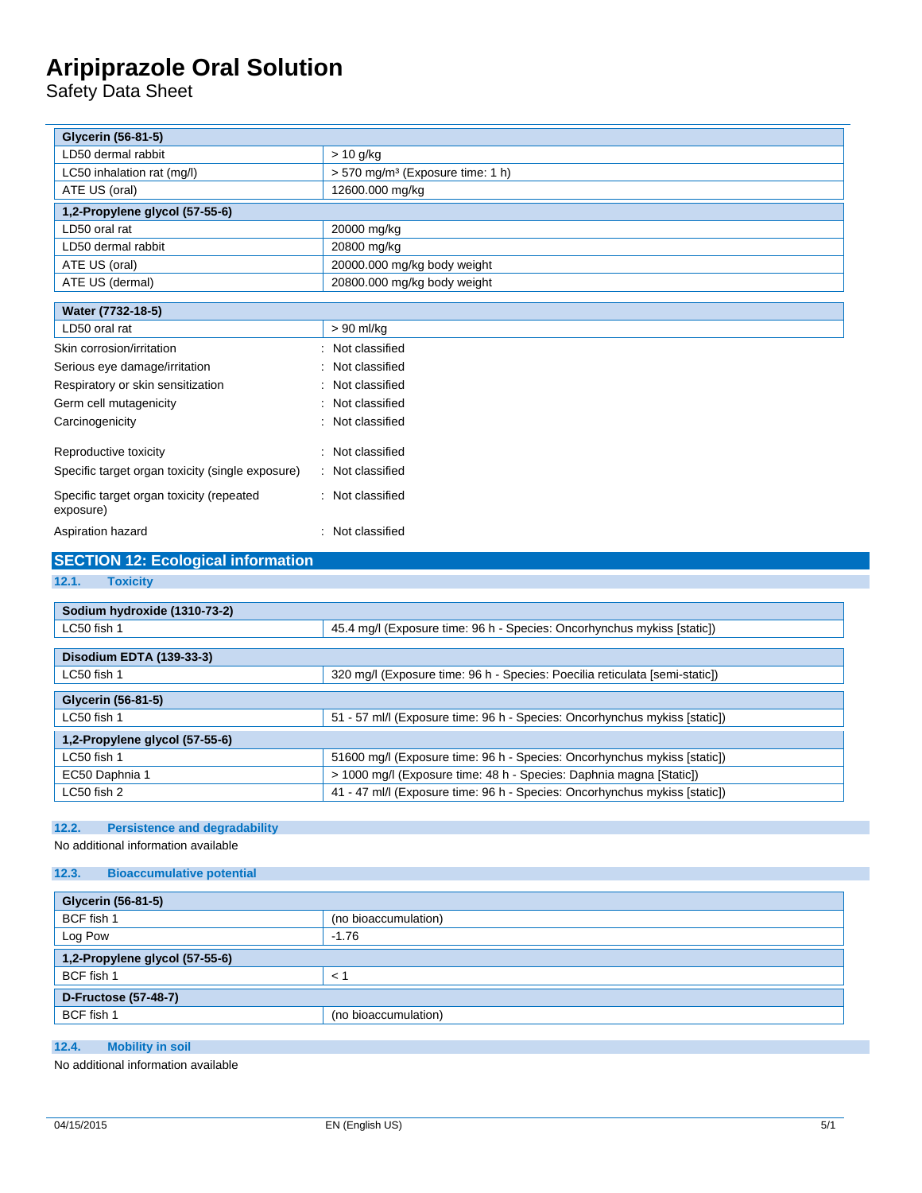| Glycerin (56-81-5) | |
|---|---|
| LD50 dermal rabbit | > 10 g/kg |
| LC50 inhalation rat (mg/l) | > 570 mg/m³ (Exposure time: 1 h) |
| ATE US (oral) | 12600.000 mg/kg |

| 1,2-Propylene glycol (57-55-6) | |
|---|---|
| LD50 oral rat | 20000 mg/kg |
| LD50 dermal rabbit | 20800 mg/kg |
| ATE US (oral) | 20000.000 mg/kg body weight |
| ATE US (dermal) | 20800.000 mg/kg body weight |

| Water (7732-18-5) | |
|---|---|
| LD50 oral rat | > 90 ml/kg |

Skin corrosion/irritation : Not classified

Serious eye damage/irritation : Not classified

Respiratory or skin sensitization : Not classified

Germ cell mutagenicity : Not classified

Carcinogenicity : Not classified

Reproductive toxicity : Not classified

Specific target organ toxicity (single exposure) : Not classified

Specific target organ toxicity (repeated exposure) : Not classified

Aspiration hazard : Not classified

## SECTION 12: Ecological information

### 12.1. Toxicity

| Sodium hydroxide (1310-73-2) | |
|---|---|
| LC50 fish 1 | 45.4 mg/l (Exposure time: 96 h - Species: Oncorhynchus mykiss [static]) |

| Disodium EDTA (139-33-3) | |
|---|---|
| LC50 fish 1 | 320 mg/l (Exposure time: 96 h - Species: Poecilia reticulata [semi-static]) |

| Glycerin (56-81-5) | |
|---|---|
| LC50 fish 1 | 51 - 57 ml/l (Exposure time: 96 h - Species: Oncorhynchus mykiss [static]) |

| 1,2-Propylene glycol (57-55-6) | |
|---|---|
| LC50 fish 1 | 51600 mg/l (Exposure time: 96 h - Species: Oncorhynchus mykiss [static]) |
| EC50 Daphnia 1 | > 1000 mg/l (Exposure time: 48 h - Species: Daphnia magna [Static]) |
| LC50 fish 2 | 41 - 47 ml/l (Exposure time: 96 h - Species: Oncorhynchus mykiss [static]) |

### 12.2. Persistence and degradability

No additional information available

### 12.3. Bioaccumulative potential

| Glycerin (56-81-5) | |
|---|---|
| BCF fish 1 | (no bioaccumulation) |
| Log Pow | -1.76 |

| 1,2-Propylene glycol (57-55-6) | |
|---|---|
| BCF fish 1 | < 1 |

| D-Fructose (57-48-7) | |
|---|---|
| BCF fish 1 | (no bioaccumulation) |

### 12.4. Mobility in soil

No additional information available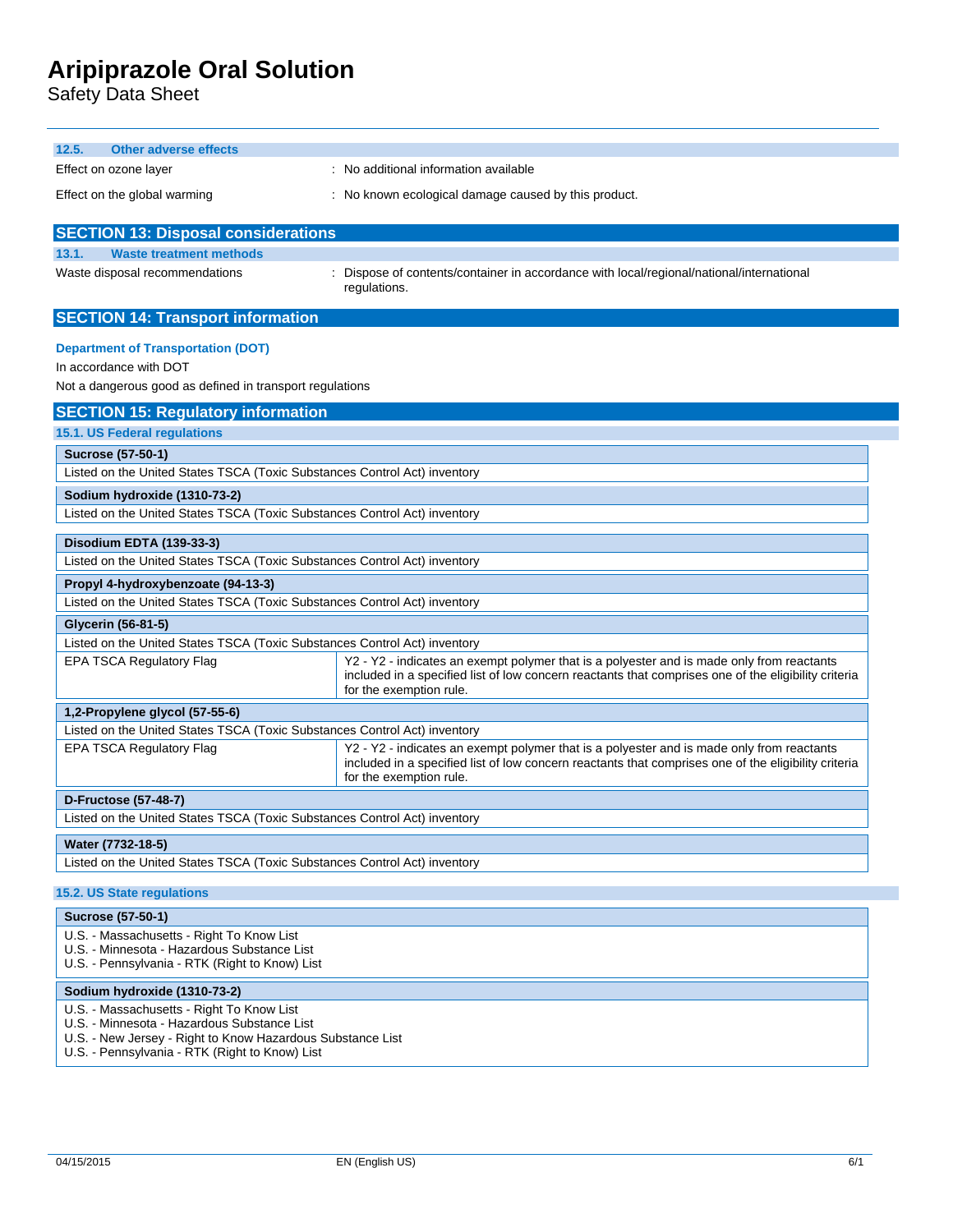### 12.5. Other adverse effects

Effect on ozone layer : No additional information available

Effect on the global warming : No known ecological damage caused by this product.

## SECTION 13: Disposal considerations

### 13.1. Waste treatment methods

Waste disposal recommendations : Dispose of contents/container in accordance with local/regional/national/international regulations.

## SECTION 14: Transport information

**Department of Transportation (DOT)**

In accordance with DOT

Not a dangerous good as defined in transport regulations

## SECTION 15: Regulatory information

### 15.1. US Federal regulations

**Sucrose (57-50-1)**

Listed on the United States TSCA (Toxic Substances Control Act) inventory

**Sodium hydroxide (1310-73-2)**

Listed on the United States TSCA (Toxic Substances Control Act) inventory

**Disodium EDTA (139-33-3)**

Listed on the United States TSCA (Toxic Substances Control Act) inventory

**Propyl 4-hydroxybenzoate (94-13-3)**

Listed on the United States TSCA (Toxic Substances Control Act) inventory

**Glycerin (56-81-5)**

Listed on the United States TSCA (Toxic Substances Control Act) inventory

| | |
|---|---|
| EPA TSCA Regulatory Flag | Y2 - Y2 - indicates an exempt polymer that is a polyester and is made only from reactants included in a specified list of low concern reactants that comprises one of the eligibility criteria for the exemption rule. |

**1,2-Propylene glycol (57-55-6)**

Listed on the United States TSCA (Toxic Substances Control Act) inventory

| | |
|---|---|
| EPA TSCA Regulatory Flag | Y2 - Y2 - indicates an exempt polymer that is a polyester and is made only from reactants included in a specified list of low concern reactants that comprises one of the eligibility criteria for the exemption rule. |

**D-Fructose (57-48-7)**

Listed on the United States TSCA (Toxic Substances Control Act) inventory

**Water (7732-18-5)**

Listed on the United States TSCA (Toxic Substances Control Act) inventory

### 15.2. US State regulations

**Sucrose (57-50-1)**

U.S. - Massachusetts - Right To Know List
U.S. - Minnesota - Hazardous Substance List
U.S. - Pennsylvania - RTK (Right to Know) List

**Sodium hydroxide (1310-73-2)**

U.S. - Massachusetts - Right To Know List
U.S. - Minnesota - Hazardous Substance List
U.S. - New Jersey - Right to Know Hazardous Substance List
U.S. - Pennsylvania - RTK (Right to Know) List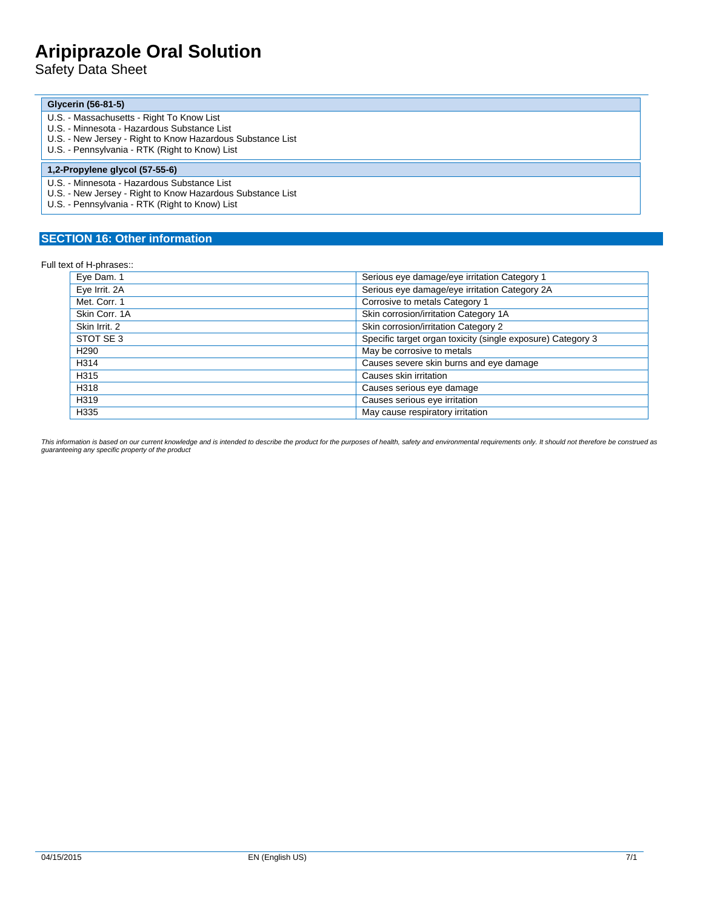| Glycerin (56-81-5) |
| --- |
| U.S. - Massachusetts - Right To Know List<br>U.S. - Minnesota - Hazardous Substance List<br>U.S. - New Jersey - Right to Know Hazardous Substance List<br>U.S. - Pennsylvania - RTK (Right to Know) List |

| 1,2-Propylene glycol (57-55-6) |
| --- |
| U.S. - Minnesota - Hazardous Substance List<br>U.S. - New Jersey - Right to Know Hazardous Substance List<br>U.S. - Pennsylvania - RTK (Right to Know) List |

## SECTION 16: Other information

Full text of H-phrases::

| | |
| --- | --- |
| Eye Dam. 1 | Serious eye damage/eye irritation Category 1 |
| Eye Irrit. 2A | Serious eye damage/eye irritation Category 2A |
| Met. Corr. 1 | Corrosive to metals Category 1 |
| Skin Corr. 1A | Skin corrosion/irritation Category 1A |
| Skin Irrit. 2 | Skin corrosion/irritation Category 2 |
| STOT SE 3 | Specific target organ toxicity (single exposure) Category 3 |
| H290 | May be corrosive to metals |
| H314 | Causes severe skin burns and eye damage |
| H315 | Causes skin irritation |
| H318 | Causes serious eye damage |
| H319 | Causes serious eye irritation |
| H335 | May cause respiratory irritation |

*This information is based on our current knowledge and is intended to describe the product for the purposes of health, safety and environmental requirements only. It should not therefore be construed as guaranteeing any specific property of the product*